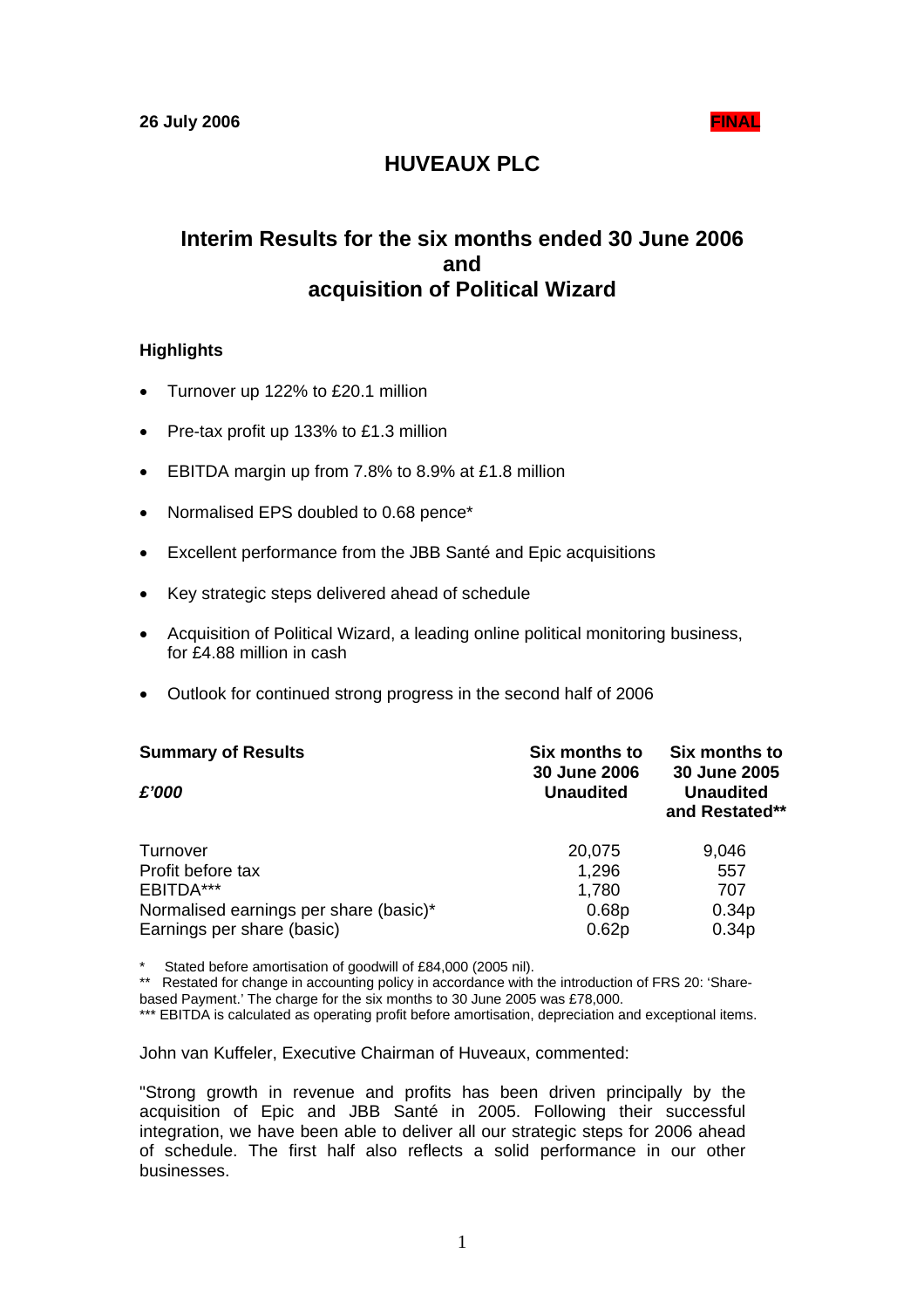**26 July 2006** **FINAL**

# HUVEAUX PLC

## Interim Results for the six months ended 30 June 2006 and acquisition of Political Wizard

### Highlights

- Turnover up 122% to £20.1 million
- Pre-tax profit up 133% to £1.3 million
- EBITDA margin up from 7.8% to 8.9% at £1.8 million
- Normalised EPS doubled to 0.68 pence*
- Excellent performance from the JBB Santé and Epic acquisitions
- Key strategic steps delivered ahead of schedule
- Acquisition of Political Wizard, a leading online political monitoring business, for £4.88 million in cash
- Outlook for continued strong progress in the second half of 2006

| **Summary of Results** *£'000* | **Six months to 30 June 2006 Unaudited** | **Six months to 30 June 2005 Unaudited and Restated\*\*** |
|---|---|---|
| Turnover | 20,075 | 9,046 |
| Profit before tax | 1,296 | 557 |
| EBITDA*** | 1,780 | 707 |
| Normalised earnings per share (basic)* | 0.68p | 0.34p |
| Earnings per share (basic) | 0.62p | 0.34p |

\* Stated before amortisation of goodwill of £84,000 (2005 nil).
\*\* Restated for change in accounting policy in accordance with the introduction of FRS 20: 'Share-based Payment.' The charge for the six months to 30 June 2005 was £78,000.
\*\*\* EBITDA is calculated as operating profit before amortisation, depreciation and exceptional items.

John van Kuffeler, Executive Chairman of Huveaux, commented:

"Strong growth in revenue and profits has been driven principally by the acquisition of Epic and JBB Santé in 2005. Following their successful integration, we have been able to deliver all our strategic steps for 2006 ahead of schedule. The first half also reflects a solid performance in our other businesses.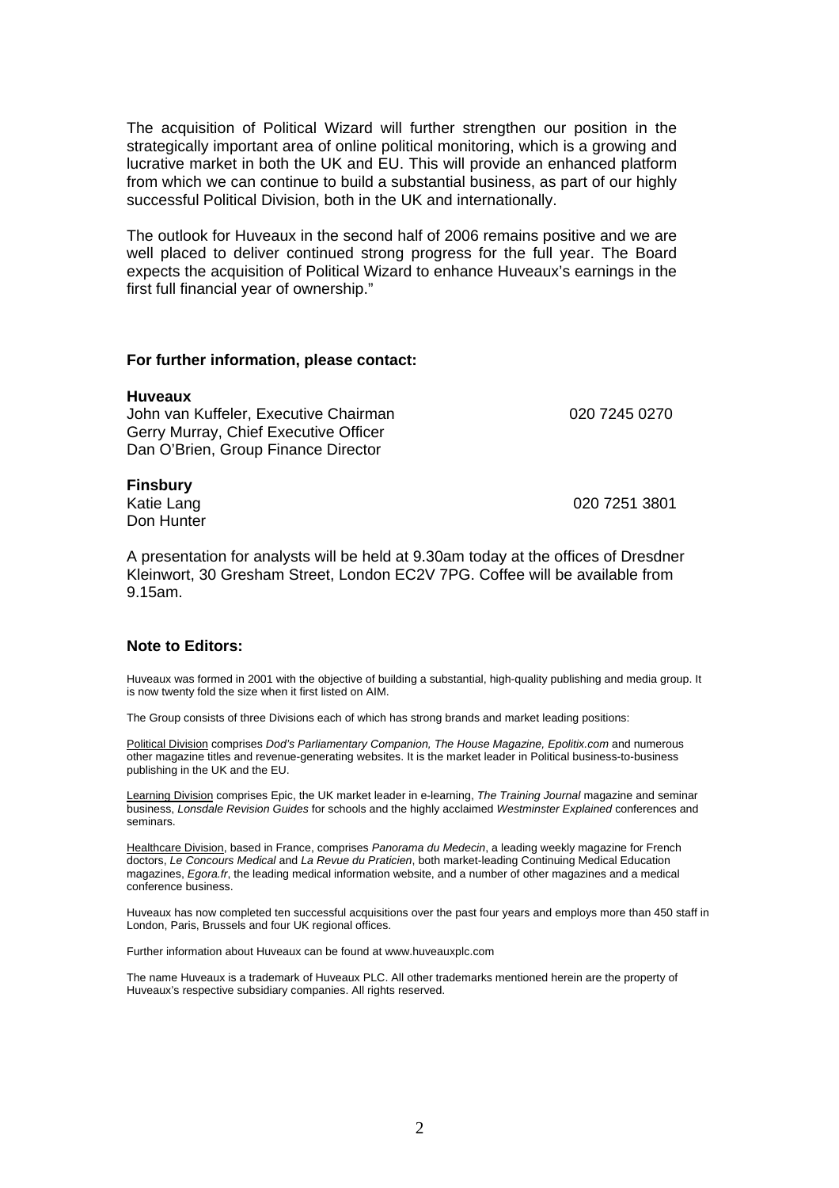The acquisition of Political Wizard will further strengthen our position in the strategically important area of online political monitoring, which is a growing and lucrative market in both the UK and EU. This will provide an enhanced platform from which we can continue to build a substantial business, as part of our highly successful Political Division, both in the UK and internationally.

The outlook for Huveaux in the second half of 2006 remains positive and we are well placed to deliver continued strong progress for the full year. The Board expects the acquisition of Political Wizard to enhance Huveaux's earnings in the first full financial year of ownership."

**For further information, please contact:**

**Huveaux**
John van Kuffeler, Executive Chairman 020 7245 0270
Gerry Murray, Chief Executive Officer
Dan O'Brien, Group Finance Director

**Finsbury**
Katie Lang 020 7251 3801
Don Hunter

A presentation for analysts will be held at 9.30am today at the offices of Dresdner Kleinwort, 30 Gresham Street, London EC2V 7PG. Coffee will be available from 9.15am.

**Note to Editors:**

Huveaux was formed in 2001 with the objective of building a substantial, high-quality publishing and media group. It is now twenty fold the size when it first listed on AIM.

The Group consists of three Divisions each of which has strong brands and market leading positions:

Political Division comprises *Dod's Parliamentary Companion, The House Magazine, Epolitix.com* and numerous other magazine titles and revenue-generating websites. It is the market leader in Political business-to-business publishing in the UK and the EU.

Learning Division comprises Epic, the UK market leader in e-learning, *The Training Journal* magazine and seminar business, *Lonsdale Revision Guides* for schools and the highly acclaimed *Westminster Explained* conferences and seminars.

Healthcare Division, based in France, comprises *Panorama du Medecin*, a leading weekly magazine for French doctors, *Le Concours Medical* and *La Revue du Praticien*, both market-leading Continuing Medical Education magazines, *Egora.fr*, the leading medical information website, and a number of other magazines and a medical conference business.

Huveaux has now completed ten successful acquisitions over the past four years and employs more than 450 staff in London, Paris, Brussels and four UK regional offices.

Further information about Huveaux can be found at www.huveauxplc.com

The name Huveaux is a trademark of Huveaux PLC. All other trademarks mentioned herein are the property of Huveaux's respective subsidiary companies. All rights reserved.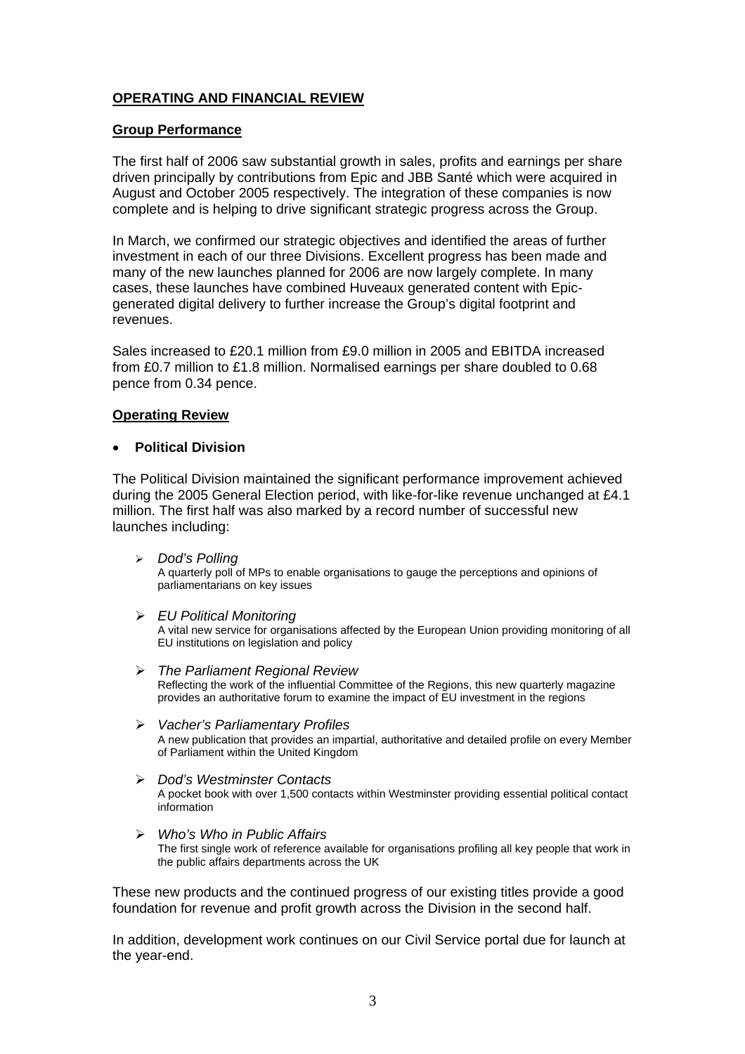## OPERATING AND FINANCIAL REVIEW

### Group Performance

The first half of 2006 saw substantial growth in sales, profits and earnings per share driven principally by contributions from Epic and JBB Santé which were acquired in August and October 2005 respectively. The integration of these companies is now complete and is helping to drive significant strategic progress across the Group.

In March, we confirmed our strategic objectives and identified the areas of further investment in each of our three Divisions. Excellent progress has been made and many of the new launches planned for 2006 are now largely complete. In many cases, these launches have combined Huveaux generated content with Epic-generated digital delivery to further increase the Group's digital footprint and revenues.

Sales increased to £20.1 million from £9.0 million in 2005 and EBITDA increased from £0.7 million to £1.8 million. Normalised earnings per share doubled to 0.68 pence from 0.34 pence.

### Operating Review

- **Political Division**

The Political Division maintained the significant performance improvement achieved during the 2005 General Election period, with like-for-like revenue unchanged at £4.1 million. The first half was also marked by a record number of successful new launches including:

- *Dod's Polling*
  A quarterly poll of MPs to enable organisations to gauge the perceptions and opinions of parliamentarians on key issues
- *EU Political Monitoring*
  A vital new service for organisations affected by the European Union providing monitoring of all EU institutions on legislation and policy
- *The Parliament Regional Review*
  Reflecting the work of the influential Committee of the Regions, this new quarterly magazine provides an authoritative forum to examine the impact of EU investment in the regions
- *Vacher's Parliamentary Profiles*
  A new publication that provides an impartial, authoritative and detailed profile on every Member of Parliament within the United Kingdom
- *Dod's Westminster Contacts*
  A pocket book with over 1,500 contacts within Westminster providing essential political contact information
- *Who's Who in Public Affairs*
  The first single work of reference available for organisations profiling all key people that work in the public affairs departments across the UK

These new products and the continued progress of our existing titles provide a good foundation for revenue and profit growth across the Division in the second half.

In addition, development work continues on our Civil Service portal due for launch at the year-end.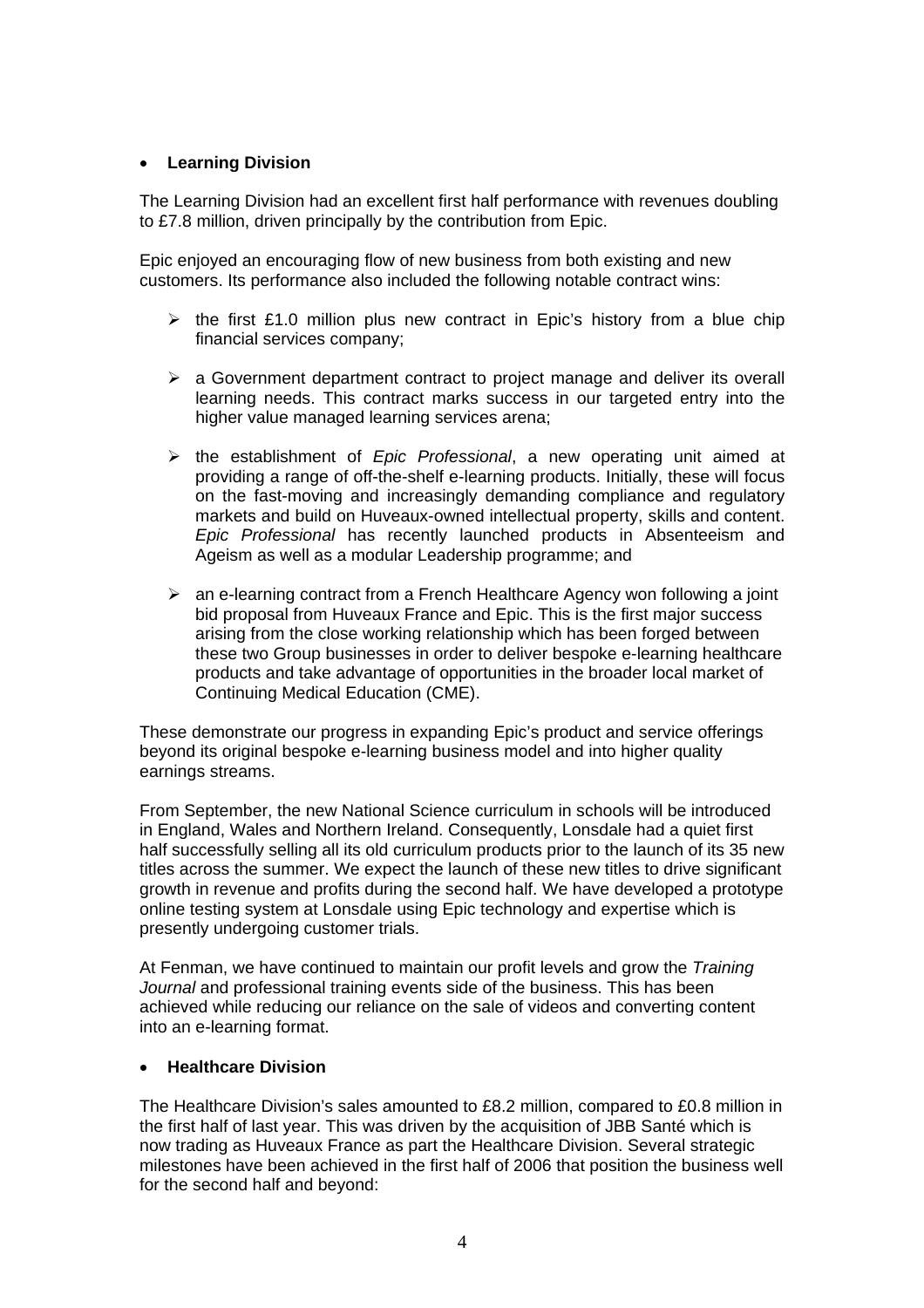- **Learning Division**

The Learning Division had an excellent first half performance with revenues doubling to £7.8 million, driven principally by the contribution from Epic.

Epic enjoyed an encouraging flow of new business from both existing and new customers. Its performance also included the following notable contract wins:

- the first £1.0 million plus new contract in Epic's history from a blue chip financial services company;
- a Government department contract to project manage and deliver its overall learning needs. This contract marks success in our targeted entry into the higher value managed learning services arena;
- the establishment of *Epic Professional*, a new operating unit aimed at providing a range of off-the-shelf e-learning products. Initially, these will focus on the fast-moving and increasingly demanding compliance and regulatory markets and build on Huveaux-owned intellectual property, skills and content. *Epic Professional* has recently launched products in Absenteeism and Ageism as well as a modular Leadership programme; and
- an e-learning contract from a French Healthcare Agency won following a joint bid proposal from Huveaux France and Epic. This is the first major success arising from the close working relationship which has been forged between these two Group businesses in order to deliver bespoke e-learning healthcare products and take advantage of opportunities in the broader local market of Continuing Medical Education (CME).

These demonstrate our progress in expanding Epic's product and service offerings beyond its original bespoke e-learning business model and into higher quality earnings streams.

From September, the new National Science curriculum in schools will be introduced in England, Wales and Northern Ireland. Consequently, Lonsdale had a quiet first half successfully selling all its old curriculum products prior to the launch of its 35 new titles across the summer. We expect the launch of these new titles to drive significant growth in revenue and profits during the second half. We have developed a prototype online testing system at Lonsdale using Epic technology and expertise which is presently undergoing customer trials.

At Fenman, we have continued to maintain our profit levels and grow the *Training Journal* and professional training events side of the business. This has been achieved while reducing our reliance on the sale of videos and converting content into an e-learning format.

- **Healthcare Division**

The Healthcare Division's sales amounted to £8.2 million, compared to £0.8 million in the first half of last year. This was driven by the acquisition of JBB Santé which is now trading as Huveaux France as part the Healthcare Division. Several strategic milestones have been achieved in the first half of 2006 that position the business well for the second half and beyond: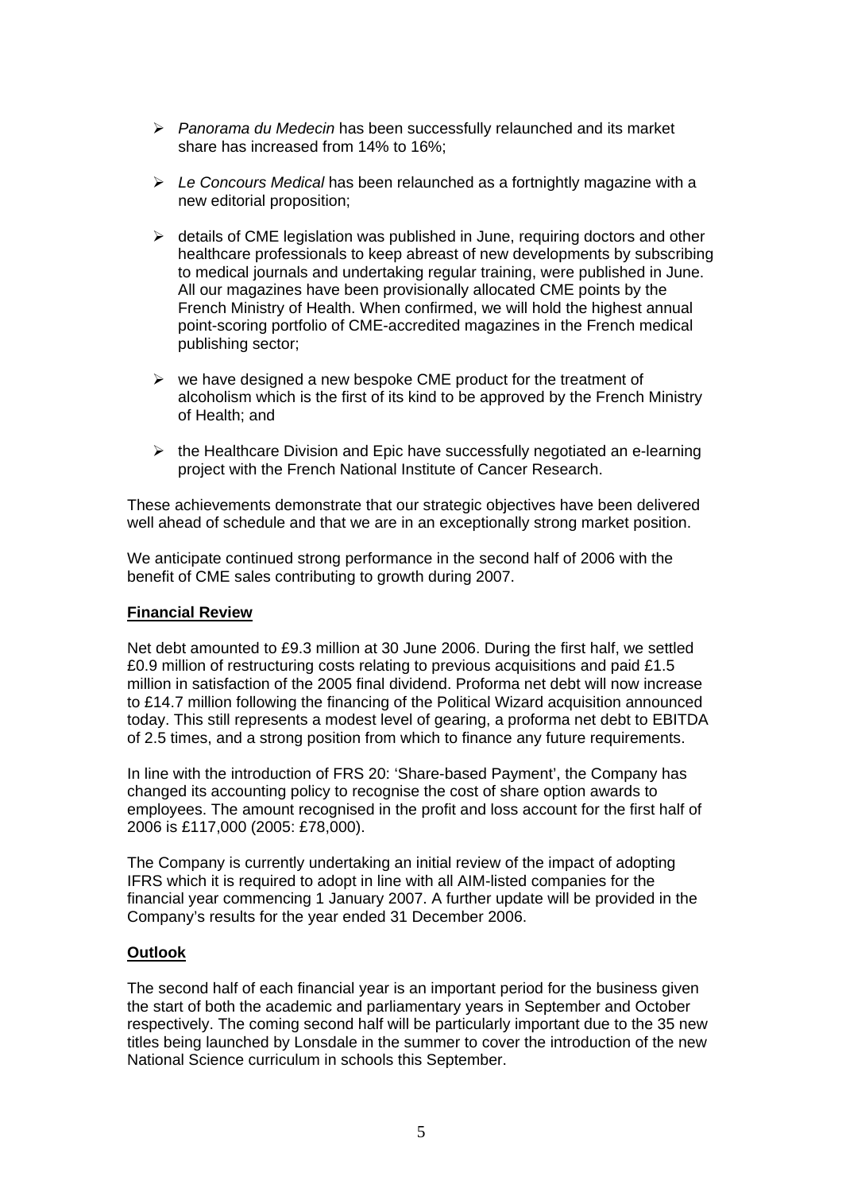- *Panorama du Medecin* has been successfully relaunched and its market share has increased from 14% to 16%;
- *Le Concours Medical* has been relaunched as a fortnightly magazine with a new editorial proposition;
- details of CME legislation was published in June, requiring doctors and other healthcare professionals to keep abreast of new developments by subscribing to medical journals and undertaking regular training, were published in June. All our magazines have been provisionally allocated CME points by the French Ministry of Health. When confirmed, we will hold the highest annual point-scoring portfolio of CME-accredited magazines in the French medical publishing sector;
- we have designed a new bespoke CME product for the treatment of alcoholism which is the first of its kind to be approved by the French Ministry of Health; and
- the Healthcare Division and Epic have successfully negotiated an e-learning project with the French National Institute of Cancer Research.

These achievements demonstrate that our strategic objectives have been delivered well ahead of schedule and that we are in an exceptionally strong market position.

We anticipate continued strong performance in the second half of 2006 with the benefit of CME sales contributing to growth during 2007.

## Financial Review

Net debt amounted to £9.3 million at 30 June 2006. During the first half, we settled £0.9 million of restructuring costs relating to previous acquisitions and paid £1.5 million in satisfaction of the 2005 final dividend. Proforma net debt will now increase to £14.7 million following the financing of the Political Wizard acquisition announced today. This still represents a modest level of gearing, a proforma net debt to EBITDA of 2.5 times, and a strong position from which to finance any future requirements.

In line with the introduction of FRS 20: 'Share-based Payment', the Company has changed its accounting policy to recognise the cost of share option awards to employees. The amount recognised in the profit and loss account for the first half of 2006 is £117,000 (2005: £78,000).

The Company is currently undertaking an initial review of the impact of adopting IFRS which it is required to adopt in line with all AIM-listed companies for the financial year commencing 1 January 2007. A further update will be provided in the Company's results for the year ended 31 December 2006.

## Outlook

The second half of each financial year is an important period for the business given the start of both the academic and parliamentary years in September and October respectively. The coming second half will be particularly important due to the 35 new titles being launched by Lonsdale in the summer to cover the introduction of the new National Science curriculum in schools this September.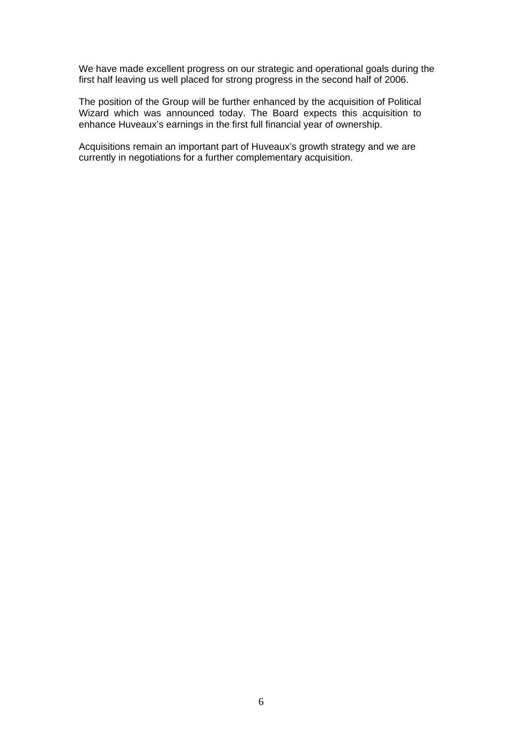We have made excellent progress on our strategic and operational goals during the first half leaving us well placed for strong progress in the second half of 2006.

The position of the Group will be further enhanced by the acquisition of Political Wizard which was announced today. The Board expects this acquisition to enhance Huveaux's earnings in the first full financial year of ownership.

Acquisitions remain an important part of Huveaux's growth strategy and we are currently in negotiations for a further complementary acquisition.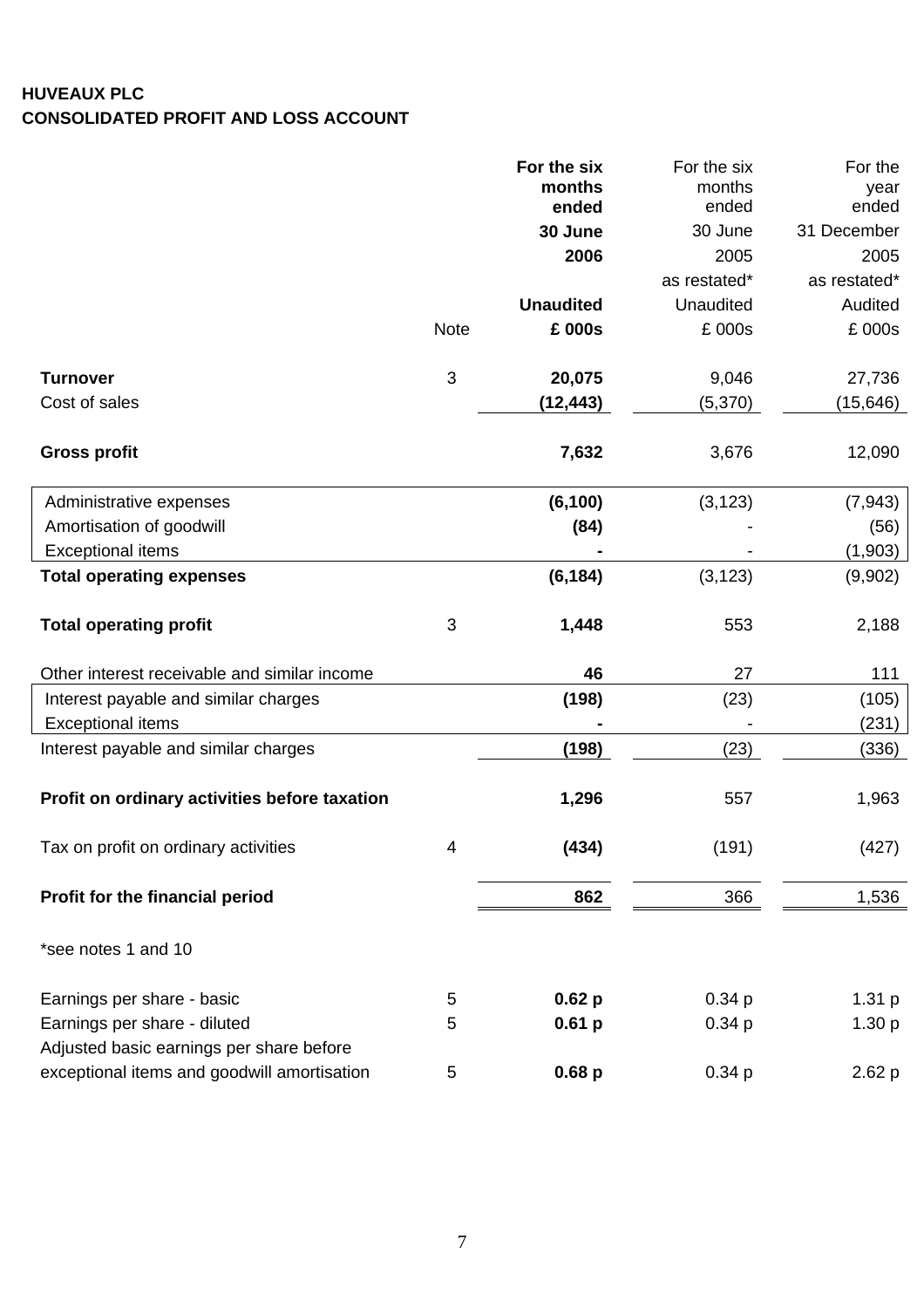**HUVEAUX PLC**
**CONSOLIDATED PROFIT AND LOSS ACCOUNT**

| | Note | **For the six months ended 30 June 2006** | For the six months ended 30 June 2005 as restated* | For the year ended 31 December 2005 as restated* |
|---|---|---|---|---|
| | | **Unaudited** | Unaudited | Audited |
| | | **£ 000s** | £ 000s | £ 000s |
| **Turnover** | 3 | **20,075** | 9,046 | 27,736 |
| Cost of sales | | **(12,443)** | (5,370) | (15,646) |
| **Gross profit** | | **7,632** | 3,676 | 12,090 |
| Administrative expenses | | **(6,100)** | (3,123) | (7,943) |
| Amortisation of goodwill | | **(84)** | - | (56) |
| Exceptional items | | **-** | - | (1,903) |
| **Total operating expenses** | | **(6,184)** | (3,123) | (9,902) |
| **Total operating profit** | 3 | **1,448** | 553 | 2,188 |
| Other interest receivable and similar income | | **46** | 27 | 111 |
| Interest payable and similar charges | | **(198)** | (23) | (105) |
| Exceptional items | | **-** | - | (231) |
| Interest payable and similar charges | | **(198)** | (23) | (336) |
| **Profit on ordinary activities before taxation** | | **1,296** | 557 | 1,963 |
| Tax on profit on ordinary activities | 4 | **(434)** | (191) | (427) |
| **Profit for the financial period** | | **862** | 366 | 1,536 |

*see notes 1 and 10

| | Note | 30 June 2006 | 30 June 2005 | 31 December 2005 |
|---|---|---|---|---|
| Earnings per share - basic | 5 | **0.62 p** | 0.34 p | 1.31 p |
| Earnings per share - diluted | 5 | **0.61 p** | 0.34 p | 1.30 p |
| Adjusted basic earnings per share before exceptional items and goodwill amortisation | 5 | **0.68 p** | 0.34 p | 2.62 p |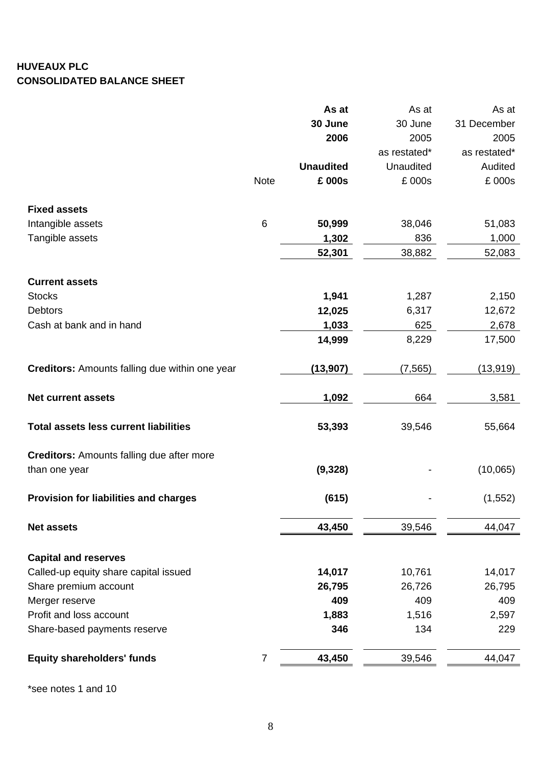**HUVEAUX PLC**
**CONSOLIDATED BALANCE SHEET**

| | Note | **As at 30 June 2006 Unaudited £ 000s** | As at 30 June 2005 as restated* Unaudited £ 000s | As at 31 December 2005 as restated* Audited £ 000s |
|---|---|---|---|---|
| **Fixed assets** | | | | |
| Intangible assets | 6 | **50,999** | 38,046 | 51,083 |
| Tangible assets | | **1,302** | 836 | 1,000 |
| | | **52,301** | 38,882 | 52,083 |
| **Current assets** | | | | |
| Stocks | | **1,941** | 1,287 | 2,150 |
| Debtors | | **12,025** | 6,317 | 12,672 |
| Cash at bank and in hand | | **1,033** | 625 | 2,678 |
| | | **14,999** | 8,229 | 17,500 |
| **Creditors:** Amounts falling due within one year | | **(13,907)** | (7,565) | (13,919) |
| **Net current assets** | | **1,092** | 664 | 3,581 |
| **Total assets less current liabilities** | | **53,393** | 39,546 | 55,664 |
| **Creditors:** Amounts falling due after more than one year | | **(9,328)** | - | (10,065) |
| **Provision for liabilities and charges** | | **(615)** | - | (1,552) |
| **Net assets** | | **43,450** | 39,546 | 44,047 |
| **Capital and reserves** | | | | |
| Called-up equity share capital issued | | **14,017** | 10,761 | 14,017 |
| Share premium account | | **26,795** | 26,726 | 26,795 |
| Merger reserve | | **409** | 409 | 409 |
| Profit and loss account | | **1,883** | 1,516 | 2,597 |
| Share-based payments reserve | | **346** | 134 | 229 |
| **Equity shareholders' funds** | 7 | **43,450** | 39,546 | 44,047 |

*see notes 1 and 10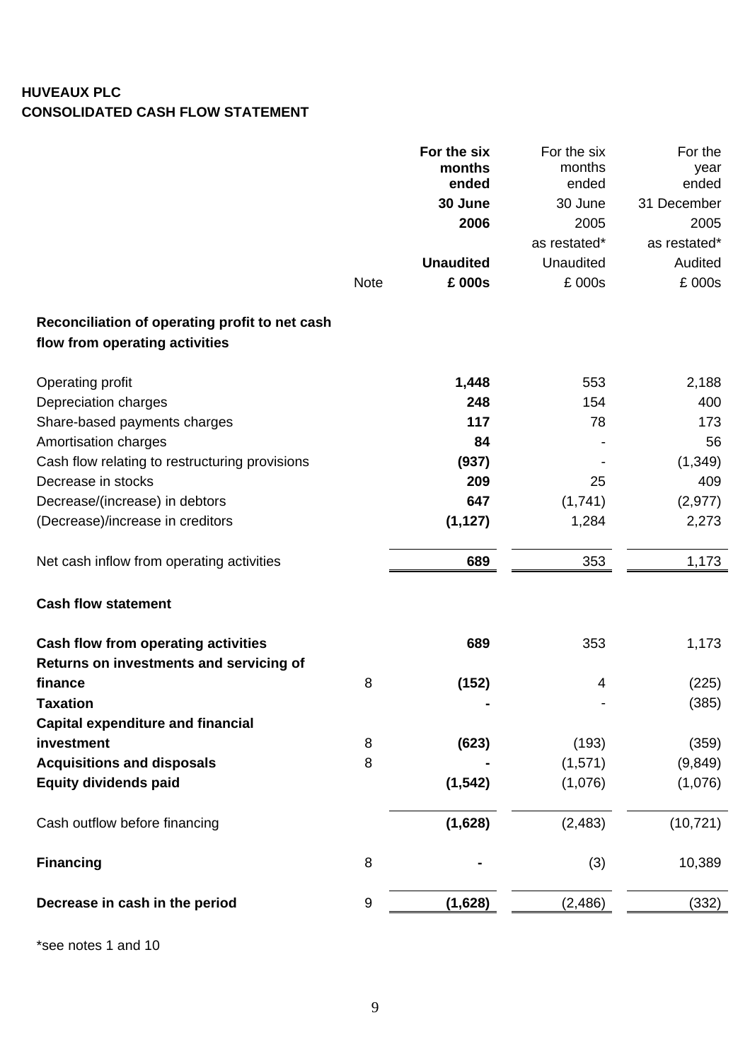**HUVEAUX PLC**
**CONSOLIDATED CASH FLOW STATEMENT**

| | Note | **For the six months ended 30 June 2006** | For the six months ended 30 June 2005 as restated* | For the year ended 31 December 2005 as restated* |
|---|---|---|---|---|
| | | **Unaudited** | Unaudited | Audited |
| | | **£ 000s** | £ 000s | £ 000s |
| **Reconciliation of operating profit to net cash flow from operating activities** | | | | |
| Operating profit | | **1,448** | 553 | 2,188 |
| Depreciation charges | | **248** | 154 | 400 |
| Share-based payments charges | | **117** | 78 | 173 |
| Amortisation charges | | **84** | - | 56 |
| Cash flow relating to restructuring provisions | | **(937)** | - | (1,349) |
| Decrease in stocks | | **209** | 25 | 409 |
| Decrease/(increase) in debtors | | **647** | (1,741) | (2,977) |
| (Decrease)/increase in creditors | | **(1,127)** | 1,284 | 2,273 |
| Net cash inflow from operating activities | | **689** | 353 | 1,173 |
| **Cash flow statement** | | | | |
| **Cash flow from operating activities** | | **689** | 353 | 1,173 |
| **Returns on investments and servicing of finance** | 8 | **(152)** | 4 | (225) |
| **Taxation** | | **-** | - | (385) |
| **Capital expenditure and financial investment** | 8 | **(623)** | (193) | (359) |
| **Acquisitions and disposals** | 8 | **-** | (1,571) | (9,849) |
| **Equity dividends paid** | | **(1,542)** | (1,076) | (1,076) |
| Cash outflow before financing | | **(1,628)** | (2,483) | (10,721) |
| **Financing** | 8 | **-** | (3) | 10,389 |
| **Decrease in cash in the period** | 9 | **(1,628)** | (2,486) | (332) |

*see notes 1 and 10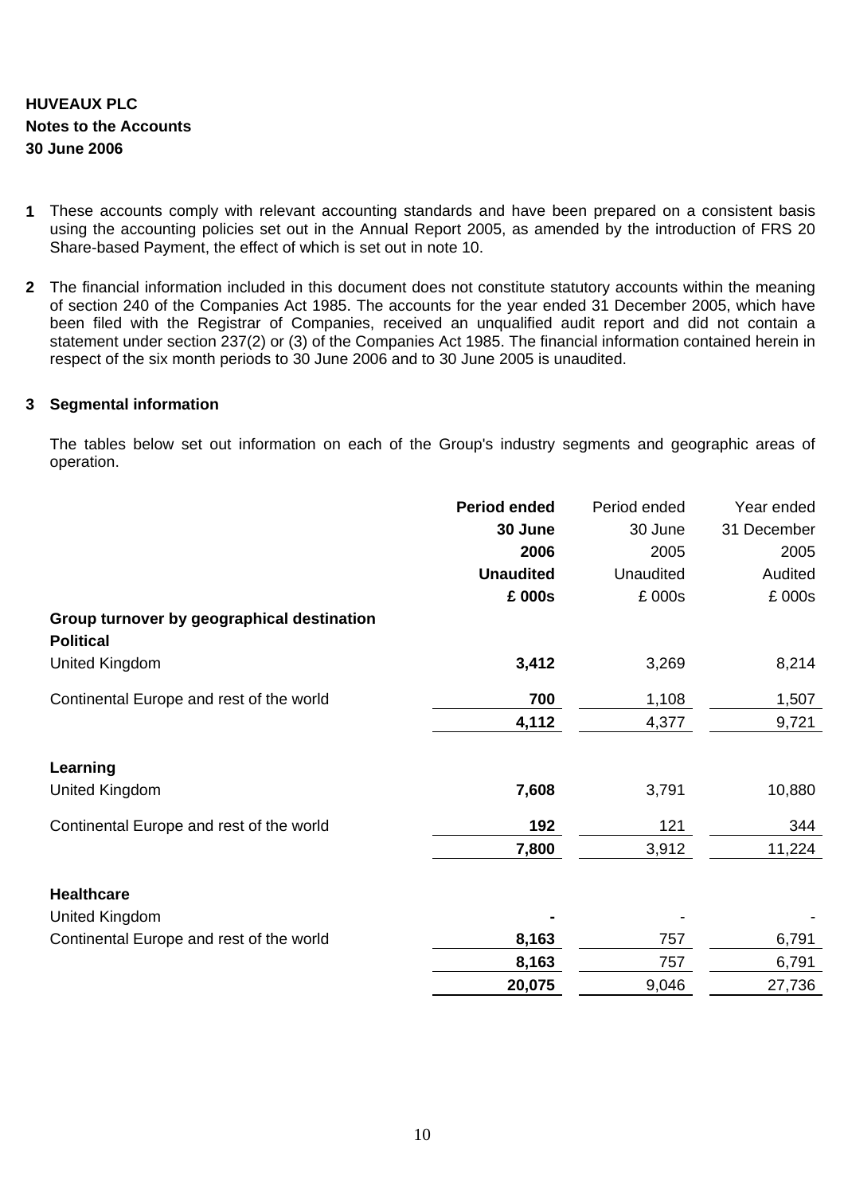**HUVEAUX PLC**
**Notes to the Accounts**
**30 June 2006**

**1** These accounts comply with relevant accounting standards and have been prepared on a consistent basis using the accounting policies set out in the Annual Report 2005, as amended by the introduction of FRS 20 Share-based Payment, the effect of which is set out in note 10.

**2** The financial information included in this document does not constitute statutory accounts within the meaning of section 240 of the Companies Act 1985. The accounts for the year ended 31 December 2005, which have been filed with the Registrar of Companies, received an unqualified audit report and did not contain a statement under section 237(2) or (3) of the Companies Act 1985. The financial information contained herein in respect of the six month periods to 30 June 2006 and to 30 June 2005 is unaudited.

**3 Segmental information**

The tables below set out information on each of the Group's industry segments and geographic areas of operation.

| | **Period ended 30 June 2006 Unaudited £ 000s** | Period ended 30 June 2005 Unaudited £ 000s | Year ended 31 December 2005 Audited £ 000s |
|---|---|---|---|
| **Group turnover by geographical destination** | | | |
| **Political** | | | |
| United Kingdom | **3,412** | 3,269 | 8,214 |
| Continental Europe and rest of the world | **700** | 1,108 | 1,507 |
| | **4,112** | 4,377 | 9,721 |
| **Learning** | | | |
| United Kingdom | **7,608** | 3,791 | 10,880 |
| Continental Europe and rest of the world | **192** | 121 | 344 |
| | **7,800** | 3,912 | 11,224 |
| **Healthcare** | | | |
| United Kingdom | **-** | - | - |
| Continental Europe and rest of the world | **8,163** | 757 | 6,791 |
| | **8,163** | 757 | 6,791 |
| | **20,075** | 9,046 | 27,736 |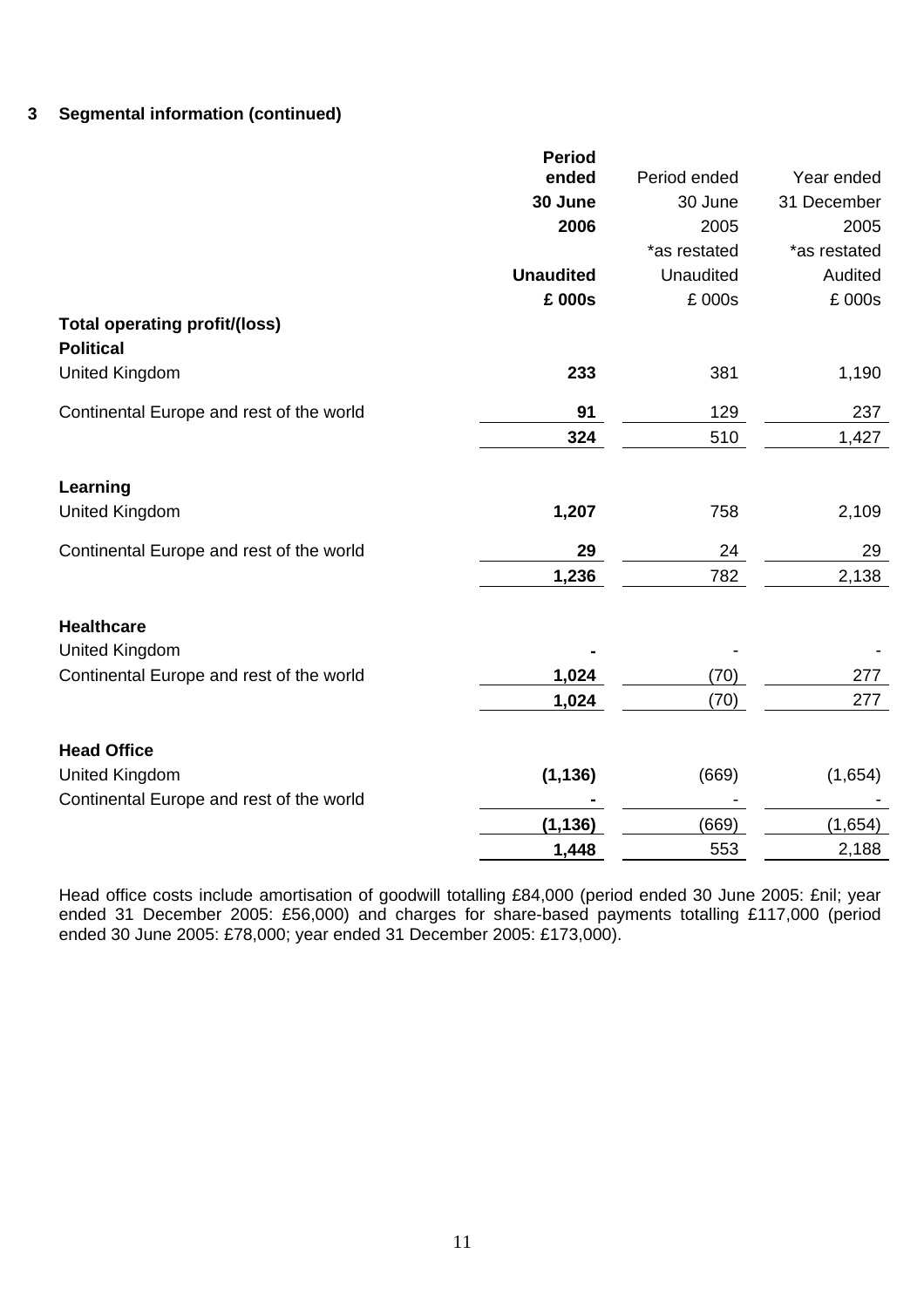### 3 Segmental information (continued)

| | **Period ended 30 June 2006** | Period ended 30 June 2005 | Year ended 31 December 2005 |
|---|---|---|---|
| | | *as restated | *as restated |
| | **Unaudited** | Unaudited | Audited |
| | **£ 000s** | £ 000s | £ 000s |
| **Total operating profit/(loss)** | | | |
| **Political** | | | |
| United Kingdom | **233** | 381 | 1,190 |
| Continental Europe and rest of the world | **91** | 129 | 237 |
| | **324** | 510 | 1,427 |
| **Learning** | | | |
| United Kingdom | **1,207** | 758 | 2,109 |
| Continental Europe and rest of the world | **29** | 24 | 29 |
| | **1,236** | 782 | 2,138 |
| **Healthcare** | | | |
| United Kingdom | **-** | - | - |
| Continental Europe and rest of the world | **1,024** | (70) | 277 |
| | **1,024** | (70) | 277 |
| **Head Office** | | | |
| United Kingdom | **(1,136)** | (669) | (1,654) |
| Continental Europe and rest of the world | **-** | - | - |
| | **(1,136)** | (669) | (1,654) |
| | **1,448** | 553 | 2,188 |

Head office costs include amortisation of goodwill totalling £84,000 (period ended 30 June 2005: £nil; year ended 31 December 2005: £56,000) and charges for share-based payments totalling £117,000 (period ended 30 June 2005: £78,000; year ended 31 December 2005: £173,000).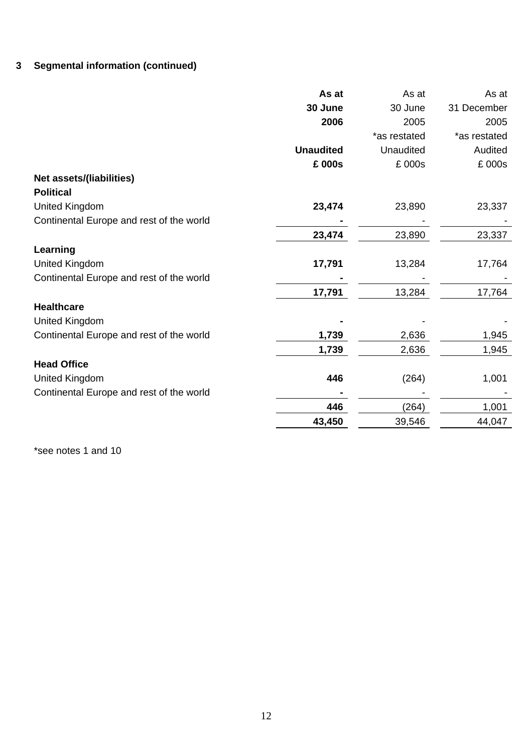### 3 Segmental information (continued)

| | **As at 30 June 2006** | As at 30 June 2005 *as restated | As at 31 December 2005 *as restated |
|---|---|---|---|
| | **Unaudited** | Unaudited | Audited |
| | **£ 000s** | £ 000s | £ 000s |
| **Net assets/(liabilities)** | | | |
| **Political** | | | |
| United Kingdom | **23,474** | 23,890 | 23,337 |
| Continental Europe and rest of the world | **-** | - | - |
| | **23,474** | 23,890 | 23,337 |
| **Learning** | | | |
| United Kingdom | **17,791** | 13,284 | 17,764 |
| Continental Europe and rest of the world | **-** | - | - |
| | **17,791** | 13,284 | 17,764 |
| **Healthcare** | | | |
| United Kingdom | **-** | - | - |
| Continental Europe and rest of the world | **1,739** | 2,636 | 1,945 |
| | **1,739** | 2,636 | 1,945 |
| **Head Office** | | | |
| United Kingdom | **446** | (264) | 1,001 |
| Continental Europe and rest of the world | **-** | - | - |
| | **446** | (264) | 1,001 |
| | **43,450** | 39,546 | 44,047 |

*see notes 1 and 10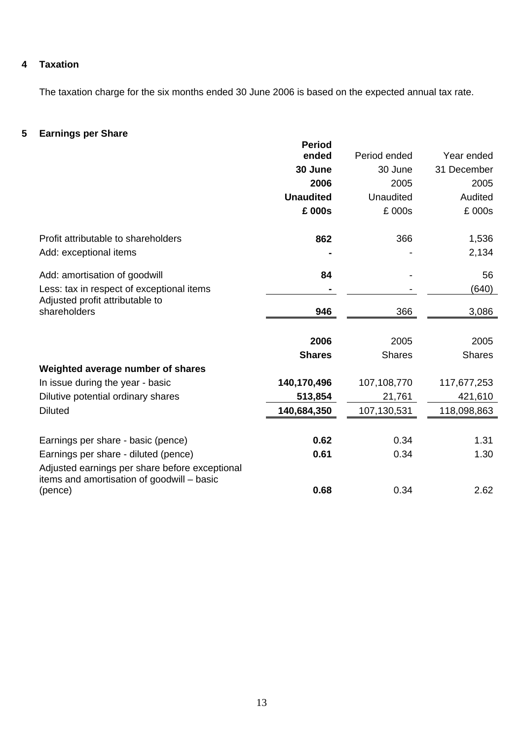## 4 Taxation

The taxation charge for the six months ended 30 June 2006 is based on the expected annual tax rate.

## 5 Earnings per Share

| | **Period ended 30 June 2006 Unaudited £ 000s** | Period ended 30 June 2005 Unaudited £ 000s | Year ended 31 December 2005 Audited £ 000s |
|---|---|---|---|
| Profit attributable to shareholders | **862** | 366 | 1,536 |
| Add: exceptional items | **-** | - | 2,134 |
| Add: amortisation of goodwill | **84** | - | 56 |
| Less: tax in respect of exceptional items | **-** | - | (640) |
| Adjusted profit attributable to shareholders | **946** | 366 | 3,086 |
| | **2006 Shares** | 2005 Shares | 2005 Shares |
| **Weighted average number of shares** | | | |
| In issue during the year - basic | **140,170,496** | 107,108,770 | 117,677,253 |
| Dilutive potential ordinary shares | **513,854** | 21,761 | 421,610 |
| Diluted | **140,684,350** | 107,130,531 | 118,098,863 |
| Earnings per share - basic (pence) | **0.62** | 0.34 | 1.31 |
| Earnings per share - diluted (pence) | **0.61** | 0.34 | 1.30 |
| Adjusted earnings per share before exceptional items and amortisation of goodwill – basic (pence) | **0.68** | 0.34 | 2.62 |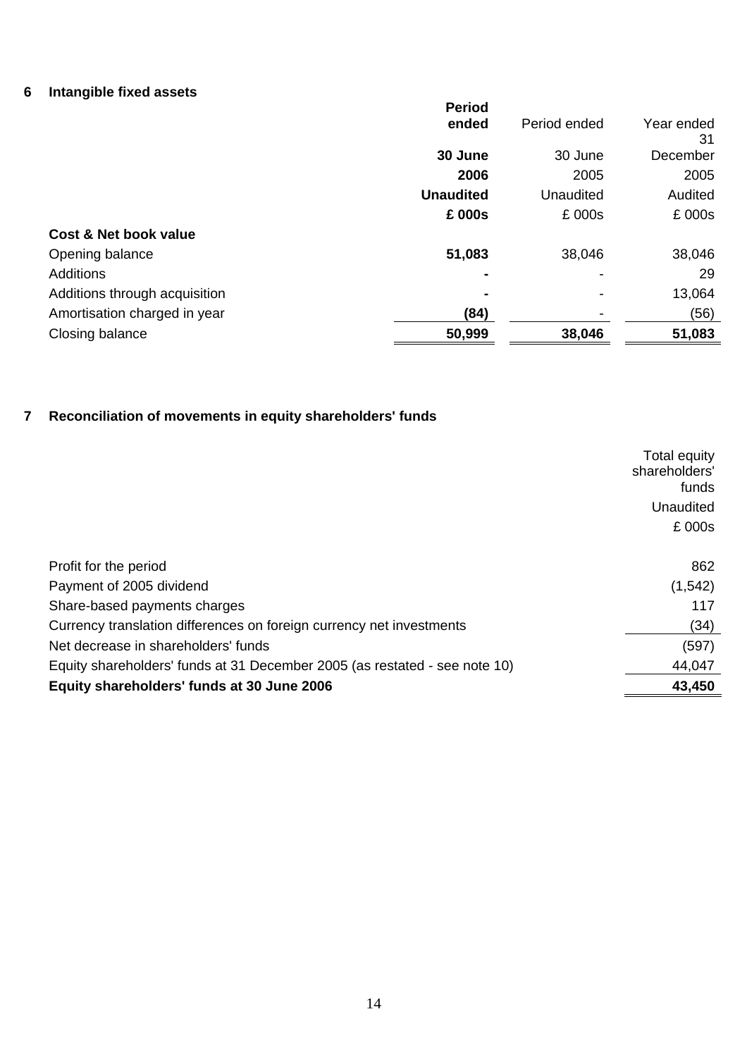## 6 Intangible fixed assets

| | **Period ended 30 June 2006** | Period ended 30 June 2005 | Year ended 31 December 2005 |
|---|---|---|---|
| | **Unaudited** | Unaudited | Audited |
| | **£ 000s** | £ 000s | £ 000s |
| **Cost & Net book value** | | | |
| Opening balance | **51,083** | 38,046 | 38,046 |
| Additions | **-** | - | 29 |
| Additions through acquisition | **-** | - | 13,064 |
| Amortisation charged in year | **(84)** | - | (56) |
| Closing balance | **50,999** | **38,046** | **51,083** |

## 7 Reconciliation of movements in equity shareholders' funds

| | Total equity shareholders' funds |
|---|---|
| | Unaudited |
| | £ 000s |
| Profit for the period | 862 |
| Payment of 2005 dividend | (1,542) |
| Share-based payments charges | 117 |
| Currency translation differences on foreign currency net investments | (34) |
| Net decrease in shareholders' funds | (597) |
| Equity shareholders' funds at 31 December 2005 (as restated - see note 10) | 44,047 |
| **Equity shareholders' funds at 30 June 2006** | **43,450** |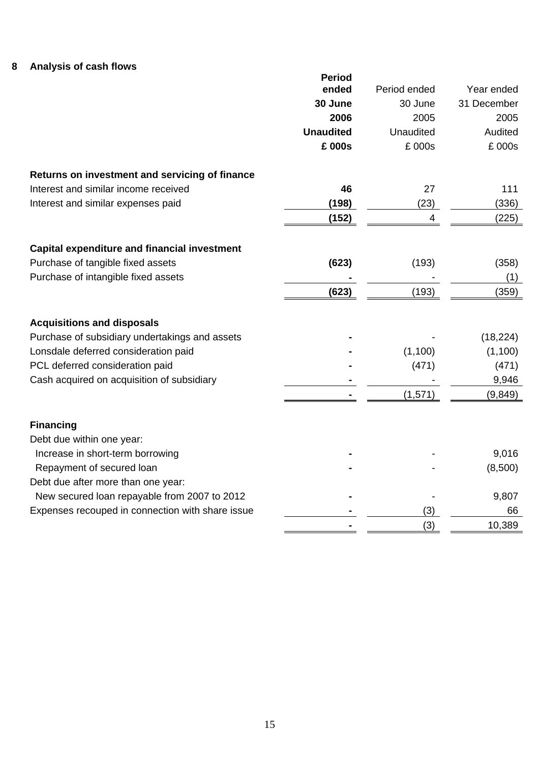## 8 Analysis of cash flows

| | **Period ended 30 June 2006 Unaudited £ 000s** | Period ended 30 June 2005 Unaudited £ 000s | Year ended 31 December 2005 Audited £ 000s |
|---|---|---|---|
| **Returns on investment and servicing of finance** | | | |
| Interest and similar income received | **46** | 27 | 111 |
| Interest and similar expenses paid | **(198)** | (23) | (336) |
| | **(152)** | 4 | (225) |
| **Capital expenditure and financial investment** | | | |
| Purchase of tangible fixed assets | **(623)** | (193) | (358) |
| Purchase of intangible fixed assets | **-** | - | (1) |
| | **(623)** | (193) | (359) |
| **Acquisitions and disposals** | | | |
| Purchase of subsidiary undertakings and assets | **-** | - | (18,224) |
| Lonsdale deferred consideration paid | **-** | (1,100) | (1,100) |
| PCL deferred consideration paid | **-** | (471) | (471) |
| Cash acquired on acquisition of subsidiary | **-** | - | 9,946 |
| | **-** | (1,571) | (9,849) |
| **Financing** | | | |
| Debt due within one year: | | | |
| Increase in short-term borrowing | **-** | - | 9,016 |
| Repayment of secured loan | **-** | - | (8,500) |
| Debt due after more than one year: | | | |
| New secured loan repayable from 2007 to 2012 | **-** | - | 9,807 |
| Expenses recouped in connection with share issue | **-** | (3) | 66 |
| | **-** | (3) | 10,389 |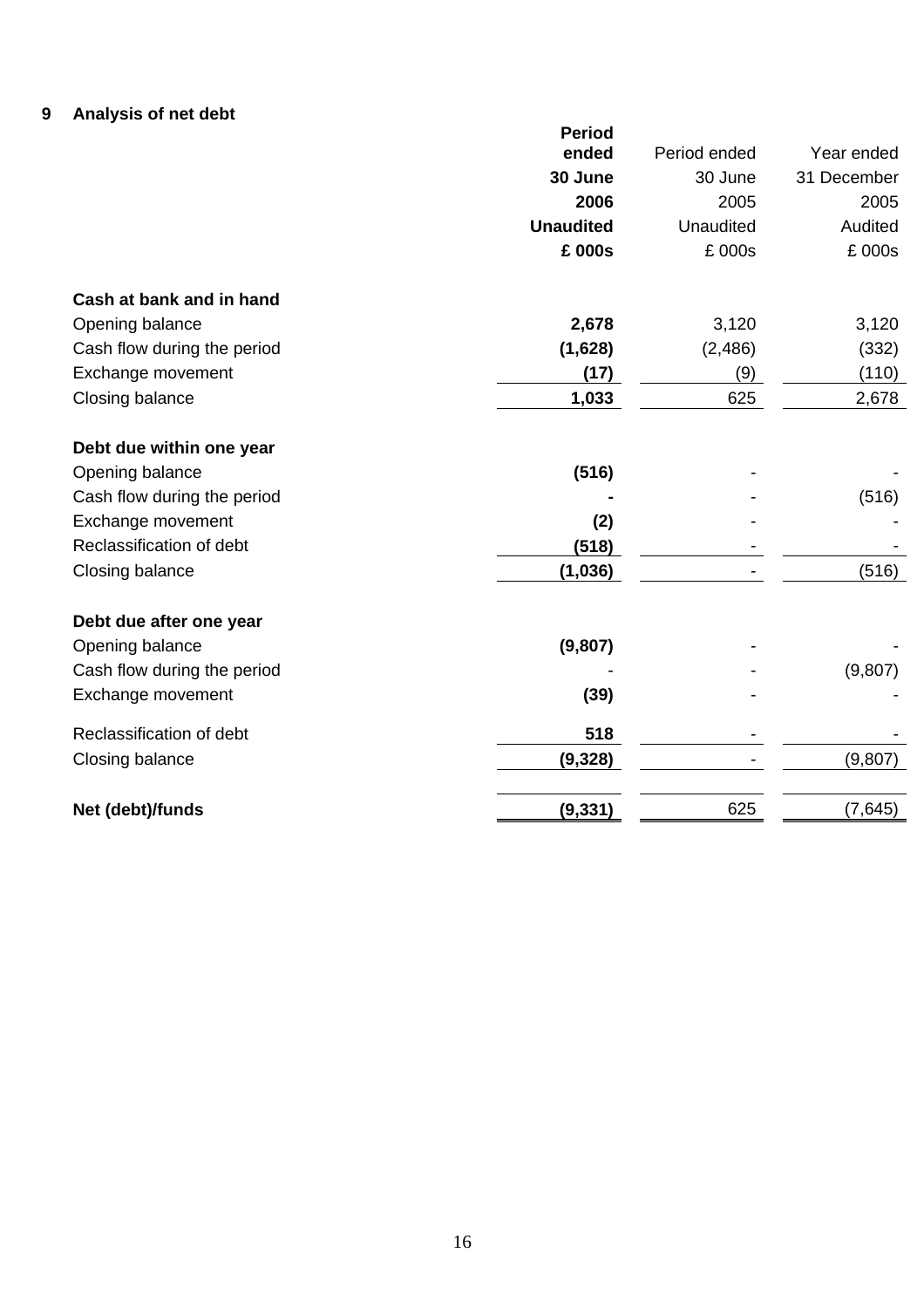## 9 Analysis of net debt

| | **Period ended 30 June 2006 Unaudited £ 000s** | Period ended 30 June 2005 Unaudited £ 000s | Year ended 31 December 2005 Audited £ 000s |
|---|---|---|---|
| **Cash at bank and in hand** | | | |
| Opening balance | **2,678** | 3,120 | 3,120 |
| Cash flow during the period | **(1,628)** | (2,486) | (332) |
| Exchange movement | **(17)** | (9) | (110) |
| Closing balance | **1,033** | 625 | 2,678 |
| **Debt due within one year** | | | |
| Opening balance | **(516)** | - | - |
| Cash flow during the period | **-** | - | (516) |
| Exchange movement | **(2)** | - | - |
| Reclassification of debt | **(518)** | - | - |
| Closing balance | **(1,036)** | - | (516) |
| **Debt due after one year** | | | |
| Opening balance | **(9,807)** | - | - |
| Cash flow during the period | - | - | (9,807) |
| Exchange movement | **(39)** | - | - |
| Reclassification of debt | **518** | - | - |
| Closing balance | **(9,328)** | - | (9,807) |
| **Net (debt)/funds** | **(9,331)** | 625 | (7,645) |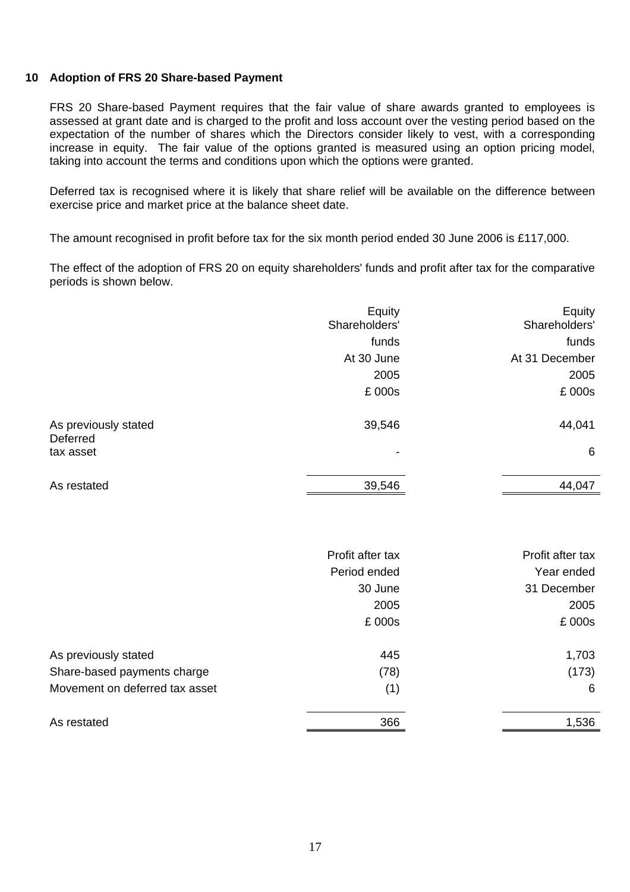## 10 Adoption of FRS 20 Share-based Payment

FRS 20 Share-based Payment requires that the fair value of share awards granted to employees is assessed at grant date and is charged to the profit and loss account over the vesting period based on the expectation of the number of shares which the Directors consider likely to vest, with a corresponding increase in equity. The fair value of the options granted is measured using an option pricing model, taking into account the terms and conditions upon which the options were granted.

Deferred tax is recognised where it is likely that share relief will be available on the difference between exercise price and market price at the balance sheet date.

The amount recognised in profit before tax for the six month period ended 30 June 2006 is £117,000.

The effect of the adoption of FRS 20 on equity shareholders' funds and profit after tax for the comparative periods is shown below.

| | Equity Shareholders' funds At 30 June 2005 £ 000s | Equity Shareholders' funds At 31 December 2005 £ 000s |
|---|---|---|
| As previously stated | 39,546 | 44,041 |
| Deferred tax asset | - | 6 |
| As restated | 39,546 | 44,047 |

| | Profit after tax Period ended 30 June 2005 £ 000s | Profit after tax Year ended 31 December 2005 £ 000s |
|---|---|---|
| As previously stated | 445 | 1,703 |
| Share-based payments charge | (78) | (173) |
| Movement on deferred tax asset | (1) | 6 |
| As restated | 366 | 1,536 |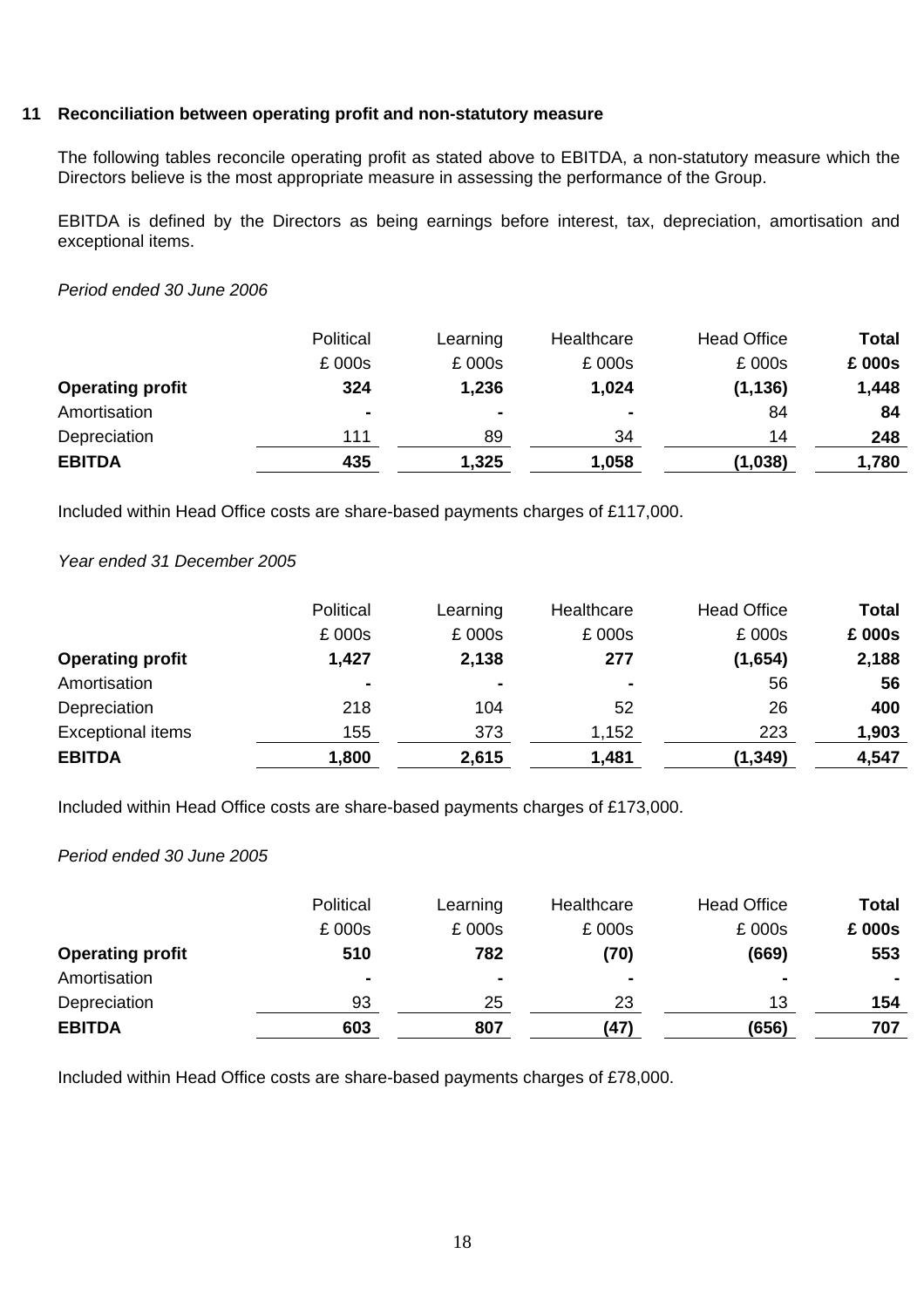## 11 Reconciliation between operating profit and non-statutory measure

The following tables reconcile operating profit as stated above to EBITDA, a non-statutory measure which the Directors believe is the most appropriate measure in assessing the performance of the Group.

EBITDA is defined by the Directors as being earnings before interest, tax, depreciation, amortisation and exceptional items.

*Period ended 30 June 2006*

| | Political | Learning | Healthcare | Head Office | **Total** |
|---|---|---|---|---|---|
| | £ 000s | £ 000s | £ 000s | £ 000s | **£ 000s** |
| **Operating profit** | **324** | **1,236** | **1,024** | **(1,136)** | **1,448** |
| Amortisation | - | - | - | 84 | **84** |
| Depreciation | 111 | 89 | 34 | 14 | **248** |
| **EBITDA** | **435** | **1,325** | **1,058** | **(1,038)** | **1,780** |

Included within Head Office costs are share-based payments charges of £117,000.

*Year ended 31 December 2005*

| | Political | Learning | Healthcare | Head Office | **Total** |
|---|---|---|---|---|---|
| | £ 000s | £ 000s | £ 000s | £ 000s | **£ 000s** |
| **Operating profit** | **1,427** | **2,138** | **277** | **(1,654)** | **2,188** |
| Amortisation | - | - | - | 56 | **56** |
| Depreciation | 218 | 104 | 52 | 26 | **400** |
| Exceptional items | 155 | 373 | 1,152 | 223 | **1,903** |
| **EBITDA** | **1,800** | **2,615** | **1,481** | **(1,349)** | **4,547** |

Included within Head Office costs are share-based payments charges of £173,000.

*Period ended 30 June 2005*

| | Political | Learning | Healthcare | Head Office | **Total** |
|---|---|---|---|---|---|
| | £ 000s | £ 000s | £ 000s | £ 000s | **£ 000s** |
| **Operating profit** | **510** | **782** | **(70)** | **(669)** | **553** |
| Amortisation | - | - | - | - | **-** |
| Depreciation | 93 | 25 | 23 | 13 | **154** |
| **EBITDA** | **603** | **807** | **(47)** | **(656)** | **707** |

Included within Head Office costs are share-based payments charges of £78,000.